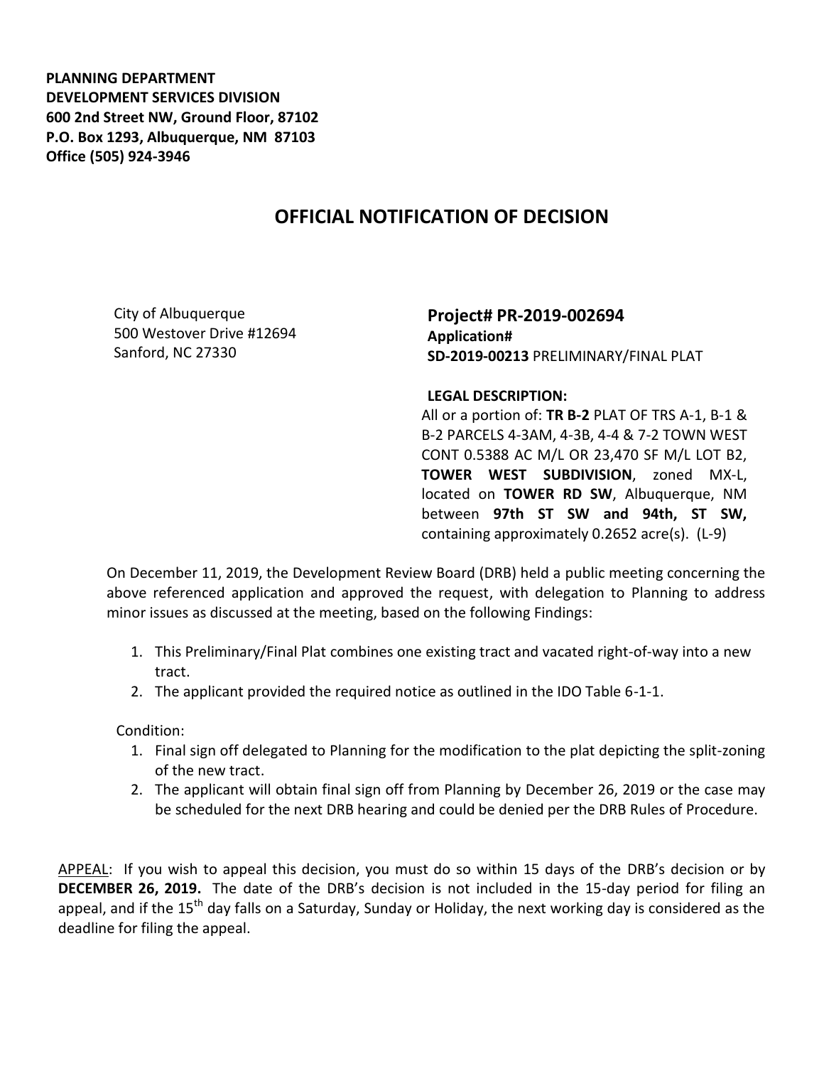**PLANNING DEPARTMENT**
**DEVELOPMENT SERVICES DIVISION**
**600 2nd Street NW, Ground Floor, 87102**
**P.O. Box 1293, Albuquerque, NM 87103**
**Office (505) 924-3946**

# OFFICIAL NOTIFICATION OF DECISION

City of Albuquerque
500 Westover Drive #12694
Sanford, NC 27330

**Project# PR-2019-002694**
**Application#**
**SD-2019-00213** PRELIMINARY/FINAL PLAT

**LEGAL DESCRIPTION:**
All or a portion of: **TR B-2** PLAT OF TRS A-1, B-1 & B-2 PARCELS 4-3AM, 4-3B, 4-4 & 7-2 TOWN WEST CONT 0.5388 AC M/L OR 23,470 SF M/L LOT B2, **TOWER WEST SUBDIVISION**, zoned MX-L, located on **TOWER RD SW**, Albuquerque, NM between **97th ST SW and 94th, ST SW,** containing approximately 0.2652 acre(s). (L-9)

On December 11, 2019, the Development Review Board (DRB) held a public meeting concerning the above referenced application and approved the request, with delegation to Planning to address minor issues as discussed at the meeting, based on the following Findings:

1. This Preliminary/Final Plat combines one existing tract and vacated right-of-way into a new tract.
2. The applicant provided the required notice as outlined in the IDO Table 6-1-1.

Condition:

1. Final sign off delegated to Planning for the modification to the plat depicting the split-zoning of the new tract.
2. The applicant will obtain final sign off from Planning by December 26, 2019 or the case may be scheduled for the next DRB hearing and could be denied per the DRB Rules of Procedure.

APPEAL: If you wish to appeal this decision, you must do so within 15 days of the DRB's decision or by **DECEMBER 26, 2019.** The date of the DRB's decision is not included in the 15-day period for filing an appeal, and if the 15th day falls on a Saturday, Sunday or Holiday, the next working day is considered as the deadline for filing the appeal.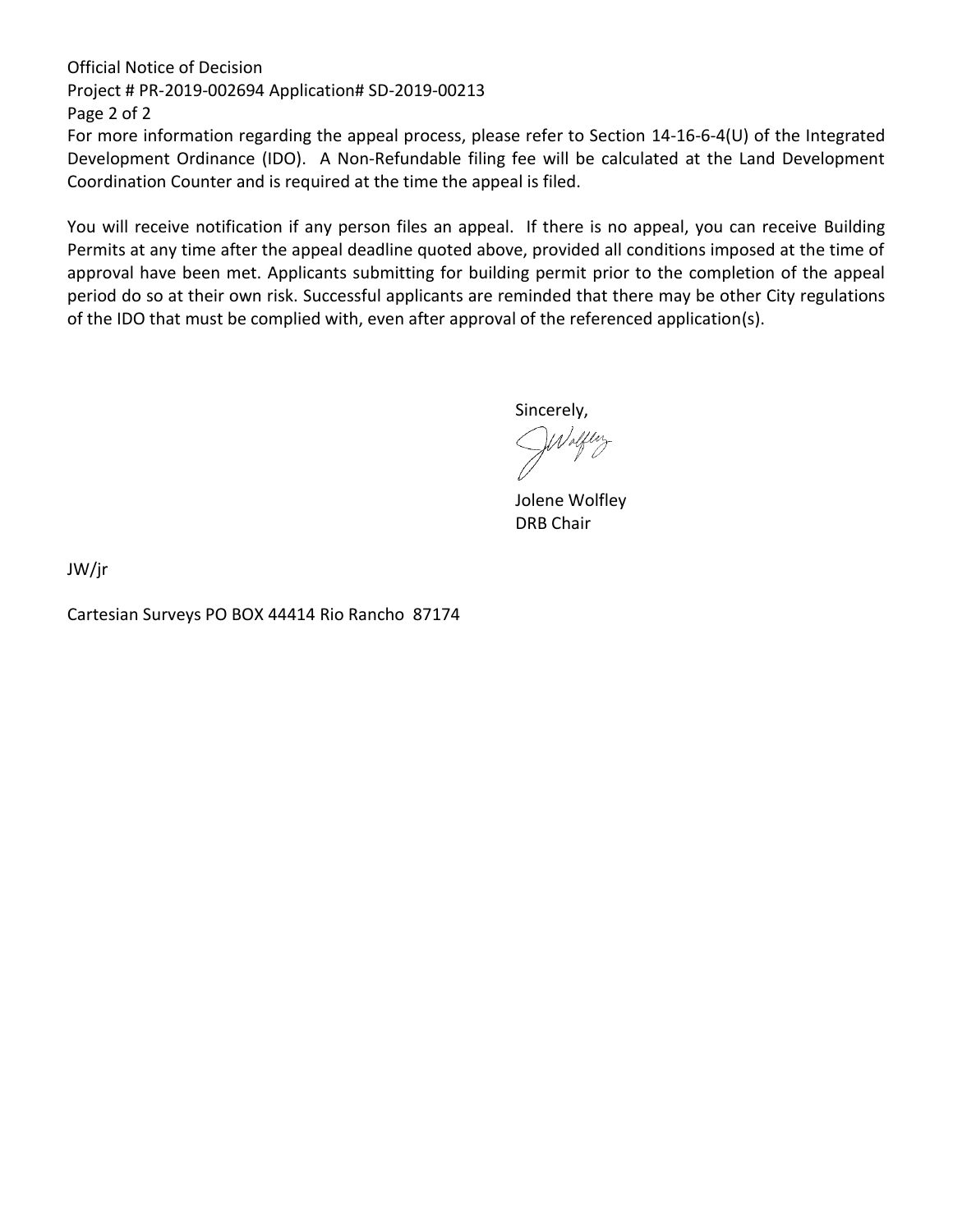For more information regarding the appeal process, please refer to Section 14-16-6-4(U) of the Integrated Development Ordinance (IDO). A Non-Refundable filing fee will be calculated at the Land Development Coordination Counter and is required at the time the appeal is filed.

You will receive notification if any person files an appeal. If there is no appeal, you can receive Building Permits at any time after the appeal deadline quoted above, provided all conditions imposed at the time of approval have been met. Applicants submitting for building permit prior to the completion of the appeal period do so at their own risk. Successful applicants are reminded that there may be other City regulations of the IDO that must be complied with, even after approval of the referenced application(s).

Sincerely,

Jolene Wolfley
DRB Chair

JW/jr

Cartesian Surveys PO BOX 44414 Rio Rancho 87174